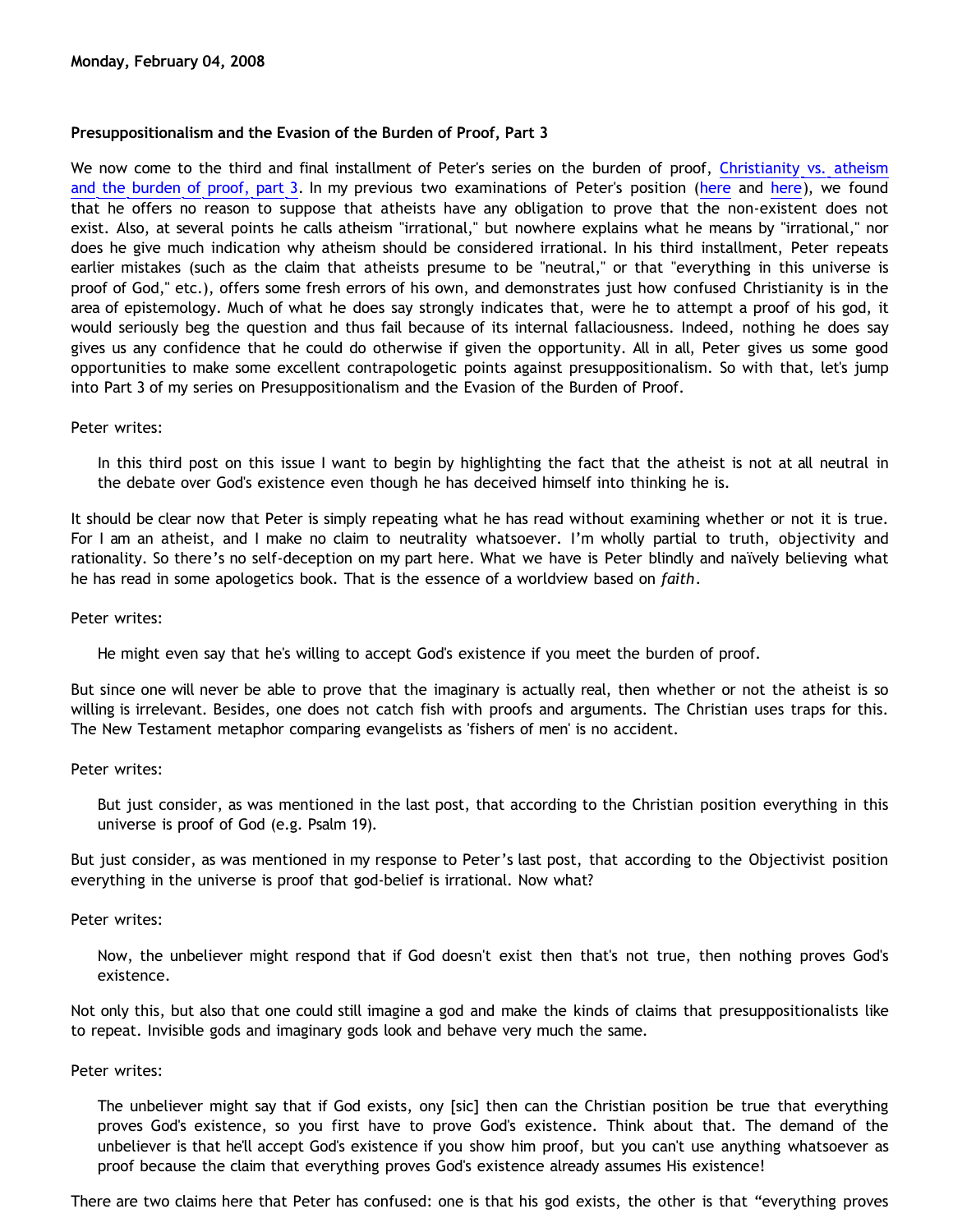**Monday, February 04, 2008**

**Presuppositionalism and the Evasion of the Burden of Proof, Part 3**

We now come to the third and final installment of Peter's series on the burden of proof, Christianity vs. atheism and the burden of proof, part 3. In my previous two examinations of Peter's position (here and here), we found that he offers no reason to suppose that atheists have any obligation to prove that the non-existent does not exist. Also, at several points he calls atheism "irrational," but nowhere explains what he means by "irrational," nor does he give much indication why atheism should be considered irrational. In his third installment, Peter repeats earlier mistakes (such as the claim that atheists presume to be "neutral," or that "everything in this universe is proof of God," etc.), offers some fresh errors of his own, and demonstrates just how confused Christianity is in the area of epistemology. Much of what he does say strongly indicates that, were he to attempt a proof of his god, it would seriously beg the question and thus fail because of its internal fallaciousness. Indeed, nothing he does say gives us any confidence that he could do otherwise if given the opportunity. All in all, Peter gives us some good opportunities to make some excellent contrapologetic points against presuppositionalism. So with that, let's jump into Part 3 of my series on Presuppositionalism and the Evasion of the Burden of Proof.

Peter writes:

> In this third post on this issue I want to begin by highlighting the fact that the atheist is not at all neutral in the debate over God's existence even though he has deceived himself into thinking he is.

It should be clear now that Peter is simply repeating what he has read without examining whether or not it is true. For I am an atheist, and I make no claim to neutrality whatsoever. I'm wholly partial to truth, objectivity and rationality. So there's no self-deception on my part here. What we have is Peter blindly and naïvely believing what he has read in some apologetics book. That is the essence of a worldview based on *faith*.

Peter writes:

> He might even say that he's willing to accept God's existence if you meet the burden of proof.

But since one will never be able to prove that the imaginary is actually real, then whether or not the atheist is so willing is irrelevant. Besides, one does not catch fish with proofs and arguments. The Christian uses traps for this. The New Testament metaphor comparing evangelists as 'fishers of men' is no accident.

Peter writes:

> But just consider, as was mentioned in the last post, that according to the Christian position everything in this universe is proof of God (e.g. Psalm 19).

But just consider, as was mentioned in my response to Peter's last post, that according to the Objectivist position everything in the universe is proof that god-belief is irrational. Now what?

Peter writes:

> Now, the unbeliever might respond that if God doesn't exist then that's not true, then nothing proves God's existence.

Not only this, but also that one could still imagine a god and make the kinds of claims that presuppositionalists like to repeat. Invisible gods and imaginary gods look and behave very much the same.

Peter writes:

> The unbeliever might say that if God exists, ony [sic] then can the Christian position be true that everything proves God's existence, so you first have to prove God's existence. Think about that. The demand of the unbeliever is that he'll accept God's existence if you show him proof, but you can't use anything whatsoever as proof because the claim that everything proves God's existence already assumes His existence!

There are two claims here that Peter has confused: one is that his god exists, the other is that "everything proves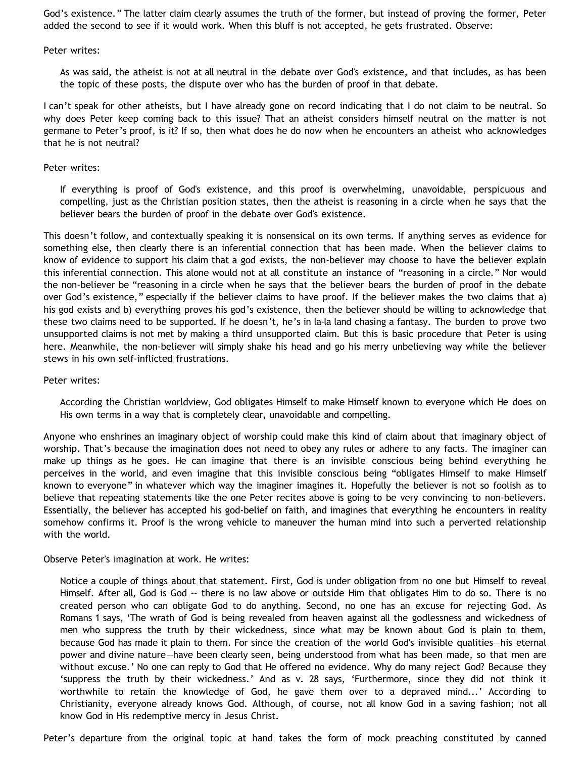God's existence." The latter claim clearly assumes the truth of the former, but instead of proving the former, Peter added the second to see if it would work. When this bluff is not accepted, he gets frustrated. Observe:

Peter writes:

> As was said, the atheist is not at all neutral in the debate over God's existence, and that includes, as has been the topic of these posts, the dispute over who has the burden of proof in that debate.

I can't speak for other atheists, but I have already gone on record indicating that I do not claim to be neutral. So why does Peter keep coming back to this issue? That an atheist considers himself neutral on the matter is not germane to Peter's proof, is it? If so, then what does he do now when he encounters an atheist who acknowledges that he is not neutral?

Peter writes:

> If everything is proof of God's existence, and this proof is overwhelming, unavoidable, perspicuous and compelling, just as the Christian position states, then the atheist is reasoning in a circle when he says that the believer bears the burden of proof in the debate over God's existence.

This doesn't follow, and contextually speaking it is nonsensical on its own terms. If anything serves as evidence for something else, then clearly there is an inferential connection that has been made. When the believer claims to know of evidence to support his claim that a god exists, the non-believer may choose to have the believer explain this inferential connection. This alone would not at all constitute an instance of "reasoning in a circle." Nor would the non-believer be "reasoning in a circle when he says that the believer bears the burden of proof in the debate over God's existence," especially if the believer claims to have proof. If the believer makes the two claims that a) his god exists and b) everything proves his god's existence, then the believer should be willing to acknowledge that these two claims need to be supported. If he doesn't, he's in la-la land chasing a fantasy. The burden to prove two unsupported claims is not met by making a third unsupported claim. But this is basic procedure that Peter is using here. Meanwhile, the non-believer will simply shake his head and go his merry unbelieving way while the believer stews in his own self-inflicted frustrations.

Peter writes:

> According the Christian worldview, God obligates Himself to make Himself known to everyone which He does on His own terms in a way that is completely clear, unavoidable and compelling.

Anyone who enshrines an imaginary object of worship could make this kind of claim about that imaginary object of worship. That's because the imagination does not need to obey any rules or adhere to any facts. The imaginer can make up things as he goes. He can imagine that there is an invisible conscious being behind everything he perceives in the world, and even imagine that this invisible conscious being "obligates Himself to make Himself known to everyone" in whatever which way the imaginer imagines it. Hopefully the believer is not so foolish as to believe that repeating statements like the one Peter recites above is going to be very convincing to non-believers. Essentially, the believer has accepted his god-belief on faith, and imagines that everything he encounters in reality somehow confirms it. Proof is the wrong vehicle to maneuver the human mind into such a perverted relationship with the world.

Observe Peter's imagination at work. He writes:

> Notice a couple of things about that statement. First, God is under obligation from no one but Himself to reveal Himself. After all, God is God -- there is no law above or outside Him that obligates Him to do so. There is no created person who can obligate God to do anything. Second, no one has an excuse for rejecting God. As Romans 1 says, 'The wrath of God is being revealed from heaven against all the godlessness and wickedness of men who suppress the truth by their wickedness, since what may be known about God is plain to them, because God has made it plain to them. For since the creation of the world God's invisible qualities—his eternal power and divine nature—have been clearly seen, being understood from what has been made, so that men are without excuse.' No one can reply to God that He offered no evidence. Why do many reject God? Because they 'suppress the truth by their wickedness.' And as v. 28 says, 'Furthermore, since they did not think it worthwhile to retain the knowledge of God, he gave them over to a depraved mind...' According to Christianity, everyone already knows God. Although, of course, not all know God in a saving fashion; not all know God in His redemptive mercy in Jesus Christ.

Peter's departure from the original topic at hand takes the form of mock preaching constituted by canned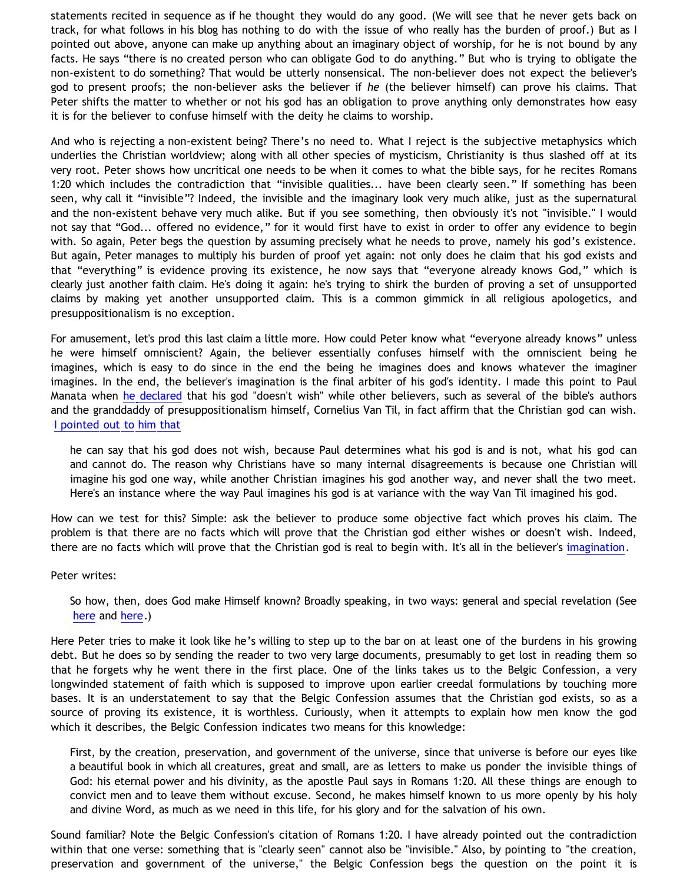statements recited in sequence as if he thought they would do any good. (We will see that he never gets back on track, for what follows in his blog has nothing to do with the issue of who really has the burden of proof.) But as I pointed out above, anyone can make up anything about an imaginary object of worship, for he is not bound by any facts. He says "there is no created person who can obligate God to do anything." But who is trying to obligate the non-existent to do something? That would be utterly nonsensical. The non-believer does not expect the believer's god to present proofs; the non-believer asks the believer if *he* (the believer himself) can prove his claims. That Peter shifts the matter to whether or not his god has an obligation to prove anything only demonstrates how easy it is for the believer to confuse himself with the deity he claims to worship.

And who is rejecting a non-existent being? There's no need to. What I reject is the subjective metaphysics which underlies the Christian worldview; along with all other species of mysticism, Christianity is thus slashed off at its very root. Peter shows how uncritical one needs to be when it comes to what the bible says, for he recites Romans 1:20 which includes the contradiction that "invisible qualities... have been clearly seen." If something has been seen, why call it "invisible"? Indeed, the invisible and the imaginary look very much alike, just as the supernatural and the non-existent behave very much alike. But if you see something, then obviously it's not "invisible." I would not say that "God... offered no evidence," for it would first have to exist in order to offer any evidence to begin with. So again, Peter begs the question by assuming precisely what he needs to prove, namely his god's existence. But again, Peter manages to multiply his burden of proof yet again: not only does he claim that his god exists and that "everything" is evidence proving its existence, he now says that "everyone already knows God," which is clearly just another faith claim. He's doing it again: he's trying to shirk the burden of proving a set of unsupported claims by making yet another unsupported claim. This is a common gimmick in all religious apologetics, and presuppositionalism is no exception.

For amusement, let's prod this last claim a little more. How could Peter know what "everyone already knows" unless he were himself omniscient? Again, the believer essentially confuses himself with the omniscient being he imagines, which is easy to do since in the end the being he imagines does and knows whatever the imaginer imagines. In the end, the believer's imagination is the final arbiter of his god's identity. I made this point to Paul Manata when he declared that his god "doesn't wish" while other believers, such as several of the bible's authors and the granddaddy of presuppositionalism himself, Cornelius Van Til, in fact affirm that the Christian god can wish. I pointed out to him that

> he can say that his god does not wish, because Paul determines what his god is and is not, what his god can and cannot do. The reason why Christians have so many internal disagreements is because one Christian will imagine his god one way, while another Christian imagines his god another way, and never shall the two meet. Here's an instance where the way Paul imagines his god is at variance with the way Van Til imagined his god.

How can we test for this? Simple: ask the believer to produce some objective fact which proves his claim. The problem is that there are no facts which will prove that the Christian god either wishes or doesn't wish. Indeed, there are no facts which will prove that the Christian god is real to begin with. It's all in the believer's imagination.

Peter writes:

> So how, then, does God make Himself known? Broadly speaking, in two ways: general and special revelation (See here and here.)

Here Peter tries to make it look like he's willing to step up to the bar on at least one of the burdens in his growing debt. But he does so by sending the reader to two very large documents, presumably to get lost in reading them so that he forgets why he went there in the first place. One of the links takes us to the Belgic Confession, a very longwinded statement of faith which is supposed to improve upon earlier creedal formulations by touching more bases. It is an understatement to say that the Belgic Confession assumes that the Christian god exists, so as a source of proving its existence, it is worthless. Curiously, when it attempts to explain how men know the god which it describes, the Belgic Confession indicates two means for this knowledge:

> First, by the creation, preservation, and government of the universe, since that universe is before our eyes like a beautiful book in which all creatures, great and small, are as letters to make us ponder the invisible things of God: his eternal power and his divinity, as the apostle Paul says in Romans 1:20. All these things are enough to convict men and to leave them without excuse. Second, he makes himself known to us more openly by his holy and divine Word, as much as we need in this life, for his glory and for the salvation of his own.

Sound familiar? Note the Belgic Confession's citation of Romans 1:20. I have already pointed out the contradiction within that one verse: something that is "clearly seen" cannot also be "invisible." Also, by pointing to "the creation, preservation and government of the universe," the Belgic Confession begs the question on the point it is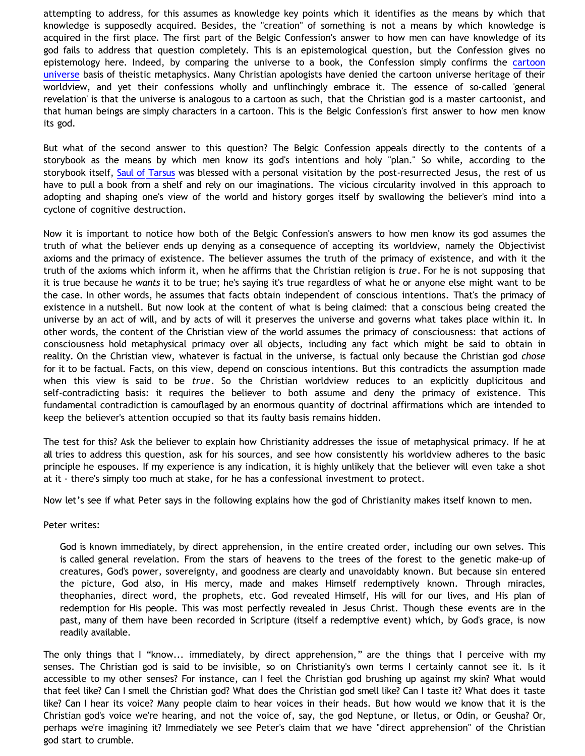attempting to address, for this assumes as knowledge key points which it identifies as the means by which that knowledge is supposedly acquired. Besides, the "creation" of something is not a means by which knowledge is acquired in the first place. The first part of the Belgic Confession's answer to how men can have knowledge of its god fails to address that question completely. This is an epistemological question, but the Confession gives no epistemology here. Indeed, by comparing the universe to a book, the Confession simply confirms the cartoon universe basis of theistic metaphysics. Many Christian apologists have denied the cartoon universe heritage of their worldview, and yet their confessions wholly and unflinchingly embrace it. The essence of so-called 'general revelation' is that the universe is analogous to a cartoon as such, that the Christian god is a master cartoonist, and that human beings are simply characters in a cartoon. This is the Belgic Confession's first answer to how men know its god.

But what of the second answer to this question? The Belgic Confession appeals directly to the contents of a storybook as the means by which men know its god's intentions and holy "plan." So while, according to the storybook itself, Saul of Tarsus was blessed with a personal visitation by the post-resurrected Jesus, the rest of us have to pull a book from a shelf and rely on our imaginations. The vicious circularity involved in this approach to adopting and shaping one's view of the world and history gorges itself by swallowing the believer's mind into a cyclone of cognitive destruction.

Now it is important to notice how both of the Belgic Confession's answers to how men know its god assumes the truth of what the believer ends up denying as a consequence of accepting its worldview, namely the Objectivist axioms and the primacy of existence. The believer assumes the truth of the primacy of existence, and with it the truth of the axioms which inform it, when he affirms that the Christian religion is *true*. For he is not supposing that it is true because he *wants* it to be true; he's saying it's true regardless of what he or anyone else might want to be the case. In other words, he assumes that facts obtain independent of conscious intentions. That's the primacy of existence in a nutshell. But now look at the content of what is being claimed: that a conscious being created the universe by an act of will, and by acts of will it preserves the universe and governs what takes place within it. In other words, the content of the Christian view of the world assumes the primacy of consciousness: that actions of consciousness hold metaphysical primacy over all objects, including any fact which might be said to obtain in reality. On the Christian view, whatever is factual in the universe, is factual only because the Christian god *chose* for it to be factual. Facts, on this view, depend on conscious intentions. But this contradicts the assumption made when this view is said to be *true*. So the Christian worldview reduces to an explicitly duplicitous and self-contradicting basis: it requires the believer to both assume and deny the primacy of existence. This fundamental contradiction is camouflaged by an enormous quantity of doctrinal affirmations which are intended to keep the believer's attention occupied so that its faulty basis remains hidden.

The test for this? Ask the believer to explain how Christianity addresses the issue of metaphysical primacy. If he at all tries to address this question, ask for his sources, and see how consistently his worldview adheres to the basic principle he espouses. If my experience is any indication, it is highly unlikely that the believer will even take a shot at it - there's simply too much at stake, for he has a confessional investment to protect.

Now let's see if what Peter says in the following explains how the god of Christianity makes itself known to men.

Peter writes:

> God is known immediately, by direct apprehension, in the entire created order, including our own selves. This is called general revelation. From the stars of heavens to the trees of the forest to the genetic make-up of creatures, God's power, sovereignty, and goodness are clearly and unavoidably known. But because sin entered the picture, God also, in His mercy, made and makes Himself redemptively known. Through miracles, theophanies, direct word, the prophets, etc. God revealed Himself, His will for our lives, and His plan of redemption for His people. This was most perfectly revealed in Jesus Christ. Though these events are in the past, many of them have been recorded in Scripture (itself a redemptive event) which, by God's grace, is now readily available.

The only things that I "know... immediately, by direct apprehension," are the things that I perceive with my senses. The Christian god is said to be invisible, so on Christianity's own terms I certainly cannot see it. Is it accessible to my other senses? For instance, can I feel the Christian god brushing up against my skin? What would that feel like? Can I smell the Christian god? What does the Christian god smell like? Can I taste it? What does it taste like? Can I hear its voice? Many people claim to hear voices in their heads. But how would we know that it is the Christian god's voice we're hearing, and not the voice of, say, the god Neptune, or Iletus, or Odin, or Geusha? Or, perhaps we're imagining it? Immediately we see Peter's claim that we have "direct apprehension" of the Christian god start to crumble.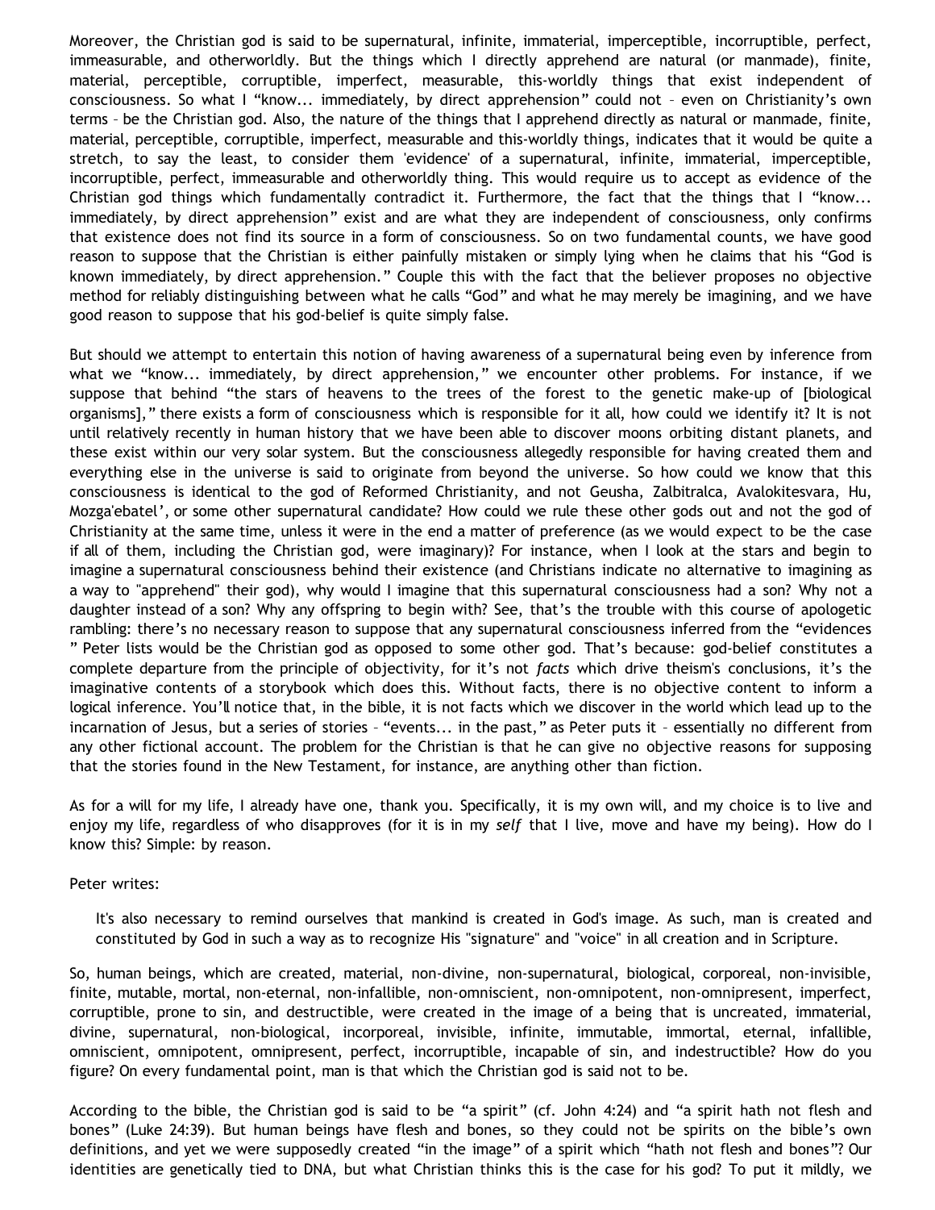Moreover, the Christian god is said to be supernatural, infinite, immaterial, imperceptible, incorruptible, perfect, immeasurable, and otherworldly. But the things which I directly apprehend are natural (or manmade), finite, material, perceptible, corruptible, imperfect, measurable, this-worldly things that exist independent of consciousness. So what I "know... immediately, by direct apprehension" could not – even on Christianity's own terms – be the Christian god. Also, the nature of the things that I apprehend directly as natural or manmade, finite, material, perceptible, corruptible, imperfect, measurable and this-worldly things, indicates that it would be quite a stretch, to say the least, to consider them 'evidence' of a supernatural, infinite, immaterial, imperceptible, incorruptible, perfect, immeasurable and otherworldly thing. This would require us to accept as evidence of the Christian god things which fundamentally contradict it. Furthermore, the fact that the things that I "know... immediately, by direct apprehension" exist and are what they are independent of consciousness, only confirms that existence does not find its source in a form of consciousness. So on two fundamental counts, we have good reason to suppose that the Christian is either painfully mistaken or simply lying when he claims that his "God is known immediately, by direct apprehension." Couple this with the fact that the believer proposes no objective method for reliably distinguishing between what he calls "God" and what he may merely be imagining, and we have good reason to suppose that his god-belief is quite simply false.

But should we attempt to entertain this notion of having awareness of a supernatural being even by inference from what we "know... immediately, by direct apprehension," we encounter other problems. For instance, if we suppose that behind "the stars of heavens to the trees of the forest to the genetic make-up of [biological organisms]," there exists a form of consciousness which is responsible for it all, how could we identify it? It is not until relatively recently in human history that we have been able to discover moons orbiting distant planets, and these exist within our very solar system. But the consciousness allegedly responsible for having created them and everything else in the universe is said to originate from beyond the universe. So how could we know that this consciousness is identical to the god of Reformed Christianity, and not Geusha, Zalbitralca, Avalokitesvara, Hu, Mozga'ebatel', or some other supernatural candidate? How could we rule these other gods out and not the god of Christianity at the same time, unless it were in the end a matter of preference (as we would expect to be the case if all of them, including the Christian god, were imaginary)? For instance, when I look at the stars and begin to imagine a supernatural consciousness behind their existence (and Christians indicate no alternative to imagining as a way to "apprehend" their god), why would I imagine that this supernatural consciousness had a son? Why not a daughter instead of a son? Why any offspring to begin with? See, that's the trouble with this course of apologetic rambling: there's no necessary reason to suppose that any supernatural consciousness inferred from the "evidences" Peter lists would be the Christian god as opposed to some other god. That's because: god-belief constitutes a complete departure from the principle of objectivity, for it's not *facts* which drive theism's conclusions, it's the imaginative contents of a storybook which does this. Without facts, there is no objective content to inform a logical inference. You'll notice that, in the bible, it is not facts which we discover in the world which lead up to the incarnation of Jesus, but a series of stories – "events... in the past," as Peter puts it – essentially no different from any other fictional account. The problem for the Christian is that he can give no objective reasons for supposing that the stories found in the New Testament, for instance, are anything other than fiction.

As for a will for my life, I already have one, thank you. Specifically, it is my own will, and my choice is to live and enjoy my life, regardless of who disapproves (for it is in my *self* that I live, move and have my being). How do I know this? Simple: by reason.

Peter writes:

> It's also necessary to remind ourselves that mankind is created in God's image. As such, man is created and constituted by God in such a way as to recognize His "signature" and "voice" in all creation and in Scripture.

So, human beings, which are created, material, non-divine, non-supernatural, biological, corporeal, non-invisible, finite, mutable, mortal, non-eternal, non-infallible, non-omniscient, non-omnipotent, non-omnipresent, imperfect, corruptible, prone to sin, and destructible, were created in the image of a being that is uncreated, immaterial, divine, supernatural, non-biological, incorporeal, invisible, infinite, immutable, immortal, eternal, infallible, omniscient, omnipotent, omnipresent, perfect, incorruptible, incapable of sin, and indestructible? How do you figure? On every fundamental point, man is that which the Christian god is said not to be.

According to the bible, the Christian god is said to be "a spirit" (cf. John 4:24) and "a spirit hath not flesh and bones" (Luke 24:39). But human beings have flesh and bones, so they could not be spirits on the bible's own definitions, and yet we were supposedly created "in the image" of a spirit which "hath not flesh and bones"? Our identities are genetically tied to DNA, but what Christian thinks this is the case for his god? To put it mildly, we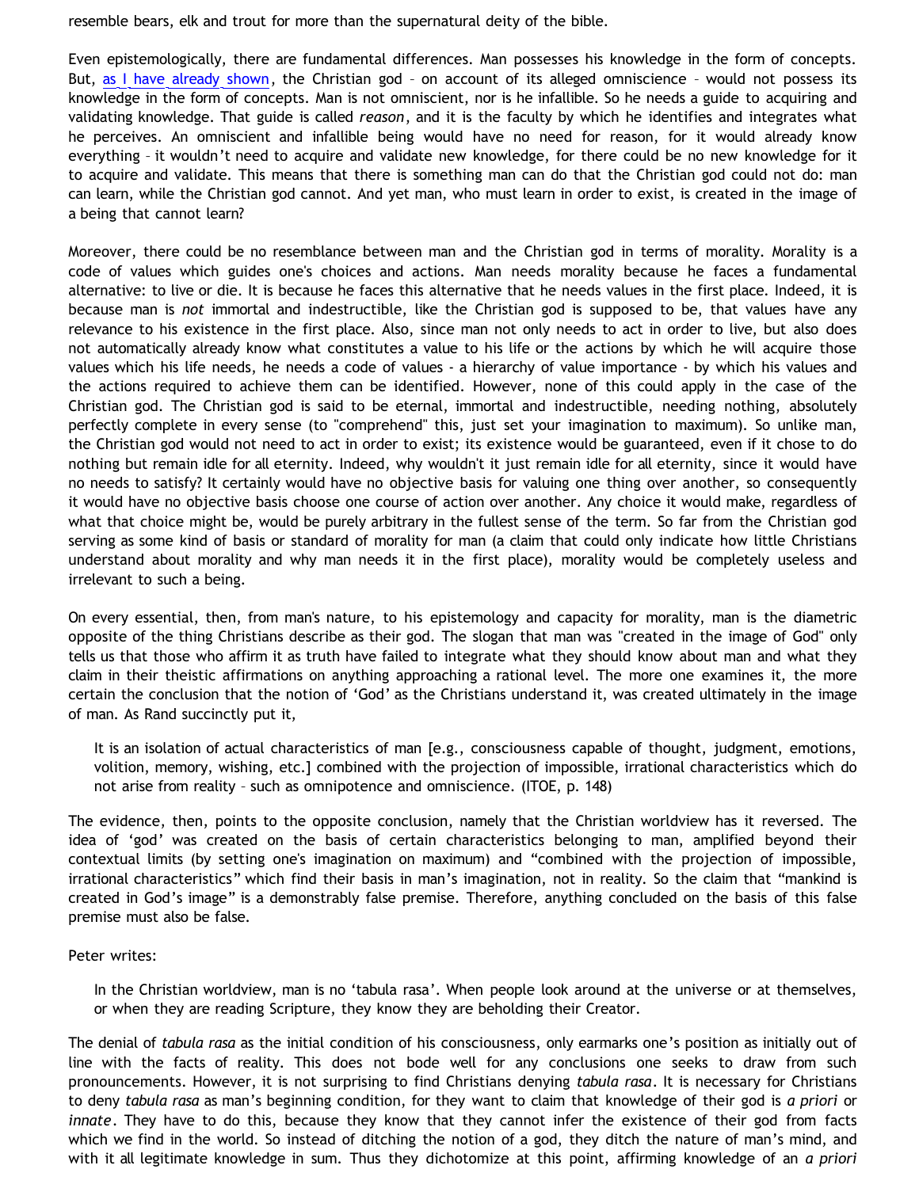resemble bears, elk and trout for more than the supernatural deity of the bible.

Even epistemologically, there are fundamental differences. Man possesses his knowledge in the form of concepts. But, as I have already shown, the Christian god – on account of its alleged omniscience – would not possess its knowledge in the form of concepts. Man is not omniscient, nor is he infallible. So he needs a guide to acquiring and validating knowledge. That guide is called *reason*, and it is the faculty by which he identifies and integrates what he perceives. An omniscient and infallible being would have no need for reason, for it would already know everything – it wouldn't need to acquire and validate new knowledge, for there could be no new knowledge for it to acquire and validate. This means that there is something man can do that the Christian god could not do: man can learn, while the Christian god cannot. And yet man, who must learn in order to exist, is created in the image of a being that cannot learn?

Moreover, there could be no resemblance between man and the Christian god in terms of morality. Morality is a code of values which guides one's choices and actions. Man needs morality because he faces a fundamental alternative: to live or die. It is because he faces this alternative that he needs values in the first place. Indeed, it is because man is *not* immortal and indestructible, like the Christian god is supposed to be, that values have any relevance to his existence in the first place. Also, since man not only needs to act in order to live, but also does not automatically already know what constitutes a value to his life or the actions by which he will acquire those values which his life needs, he needs a code of values - a hierarchy of value importance - by which his values and the actions required to achieve them can be identified. However, none of this could apply in the case of the Christian god. The Christian god is said to be eternal, immortal and indestructible, needing nothing, absolutely perfectly complete in every sense (to "comprehend" this, just set your imagination to maximum). So unlike man, the Christian god would not need to act in order to exist; its existence would be guaranteed, even if it chose to do nothing but remain idle for all eternity. Indeed, why wouldn't it just remain idle for all eternity, since it would have no needs to satisfy? It certainly would have no objective basis for valuing one thing over another, so consequently it would have no objective basis choose one course of action over another. Any choice it would make, regardless of what that choice might be, would be purely arbitrary in the fullest sense of the term. So far from the Christian god serving as some kind of basis or standard of morality for man (a claim that could only indicate how little Christians understand about morality and why man needs it in the first place), morality would be completely useless and irrelevant to such a being.

On every essential, then, from man's nature, to his epistemology and capacity for morality, man is the diametric opposite of the thing Christians describe as their god. The slogan that man was "created in the image of God" only tells us that those who affirm it as truth have failed to integrate what they should know about man and what they claim in their theistic affirmations on anything approaching a rational level. The more one examines it, the more certain the conclusion that the notion of 'God' as the Christians understand it, was created ultimately in the image of man. As Rand succinctly put it,

> It is an isolation of actual characteristics of man [e.g., consciousness capable of thought, judgment, emotions, volition, memory, wishing, etc.] combined with the projection of impossible, irrational characteristics which do not arise from reality – such as omnipotence and omniscience. (ITOE, p. 148)

The evidence, then, points to the opposite conclusion, namely that the Christian worldview has it reversed. The idea of 'god' was created on the basis of certain characteristics belonging to man, amplified beyond their contextual limits (by setting one's imagination on maximum) and "combined with the projection of impossible, irrational characteristics" which find their basis in man's imagination, not in reality. So the claim that "mankind is created in God's image" is a demonstrably false premise. Therefore, anything concluded on the basis of this false premise must also be false.

Peter writes:

> In the Christian worldview, man is no 'tabula rasa'. When people look around at the universe or at themselves, or when they are reading Scripture, they know they are beholding their Creator.

The denial of *tabula rasa* as the initial condition of his consciousness, only earmarks one's position as initially out of line with the facts of reality. This does not bode well for any conclusions one seeks to draw from such pronouncements. However, it is not surprising to find Christians denying *tabula rasa*. It is necessary for Christians to deny *tabula rasa* as man's beginning condition, for they want to claim that knowledge of their god is *a priori* or *innate*. They have to do this, because they know that they cannot infer the existence of their god from facts which we find in the world. So instead of ditching the notion of a god, they ditch the nature of man's mind, and with it all legitimate knowledge in sum. Thus they dichotomize at this point, affirming knowledge of an *a priori*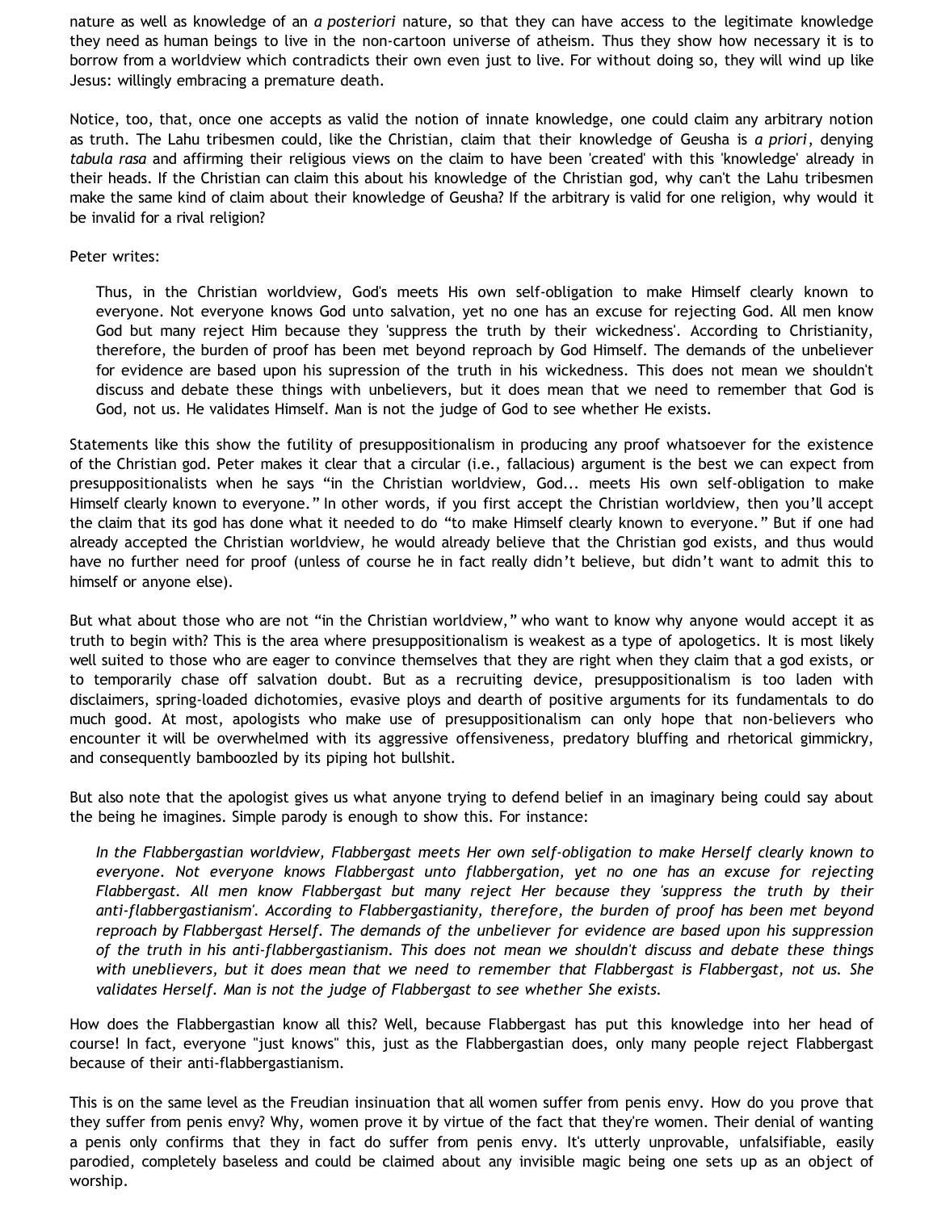nature as well as knowledge of an *a posteriori* nature, so that they can have access to the legitimate knowledge they need as human beings to live in the non-cartoon universe of atheism. Thus they show how necessary it is to borrow from a worldview which contradicts their own even just to live. For without doing so, they will wind up like Jesus: willingly embracing a premature death.

Notice, too, that, once one accepts as valid the notion of innate knowledge, one could claim any arbitrary notion as truth. The Lahu tribesmen could, like the Christian, claim that their knowledge of Geusha is *a priori*, denying *tabula rasa* and affirming their religious views on the claim to have been 'created' with this 'knowledge' already in their heads. If the Christian can claim this about his knowledge of the Christian god, why can't the Lahu tribesmen make the same kind of claim about their knowledge of Geusha? If the arbitrary is valid for one religion, why would it be invalid for a rival religion?

Peter writes:

> Thus, in the Christian worldview, God's meets His own self-obligation to make Himself clearly known to everyone. Not everyone knows God unto salvation, yet no one has an excuse for rejecting God. All men know God but many reject Him because they 'suppress the truth by their wickedness'. According to Christianity, therefore, the burden of proof has been met beyond reproach by God Himself. The demands of the unbeliever for evidence are based upon his supression of the truth in his wickedness. This does not mean we shouldn't discuss and debate these things with unbelievers, but it does mean that we need to remember that God is God, not us. He validates Himself. Man is not the judge of God to see whether He exists.

Statements like this show the futility of presuppositionalism in producing any proof whatsoever for the existence of the Christian god. Peter makes it clear that a circular (i.e., fallacious) argument is the best we can expect from presuppositionalists when he says "in the Christian worldview, God... meets His own self-obligation to make Himself clearly known to everyone." In other words, if you first accept the Christian worldview, then you'll accept the claim that its god has done what it needed to do "to make Himself clearly known to everyone." But if one had already accepted the Christian worldview, he would already believe that the Christian god exists, and thus would have no further need for proof (unless of course he in fact really didn't believe, but didn't want to admit this to himself or anyone else).

But what about those who are not "in the Christian worldview," who want to know why anyone would accept it as truth to begin with? This is the area where presuppositionalism is weakest as a type of apologetics. It is most likely well suited to those who are eager to convince themselves that they are right when they claim that a god exists, or to temporarily chase off salvation doubt. But as a recruiting device, presuppositionalism is too laden with disclaimers, spring-loaded dichotomies, evasive ploys and dearth of positive arguments for its fundamentals to do much good. At most, apologists who make use of presuppositionalism can only hope that non-believers who encounter it will be overwhelmed with its aggressive offensiveness, predatory bluffing and rhetorical gimmickry, and consequently bamboozled by its piping hot bullshit.

But also note that the apologist gives us what anyone trying to defend belief in an imaginary being could say about the being he imagines. Simple parody is enough to show this. For instance:

> *In the Flabbergastian worldview, Flabbergast meets Her own self-obligation to make Herself clearly known to everyone. Not everyone knows Flabbergast unto flabbergation, yet no one has an excuse for rejecting Flabbergast. All men know Flabbergast but many reject Her because they 'suppress the truth by their anti-flabbergastianism'. According to Flabbergastianity, therefore, the burden of proof has been met beyond reproach by Flabbergast Herself. The demands of the unbeliever for evidence are based upon his suppression of the truth in his anti-flabbergastianism. This does not mean we shouldn't discuss and debate these things with unebelievers, but it does mean that we need to remember that Flabbergast is Flabbergast, not us. She validates Herself. Man is not the judge of Flabbergast to see whether She exists.*

How does the Flabbergastian know all this? Well, because Flabbergast has put this knowledge into her head of course! In fact, everyone "just knows" this, just as the Flabbergastian does, only many people reject Flabbergast because of their anti-flabbergastianism.

This is on the same level as the Freudian insinuation that all women suffer from penis envy. How do you prove that they suffer from penis envy? Why, women prove it by virtue of the fact that they're women. Their denial of wanting a penis only confirms that they in fact do suffer from penis envy. It's utterly unprovable, unfalsifiable, easily parodied, completely baseless and could be claimed about any invisible magic being one sets up as an object of worship.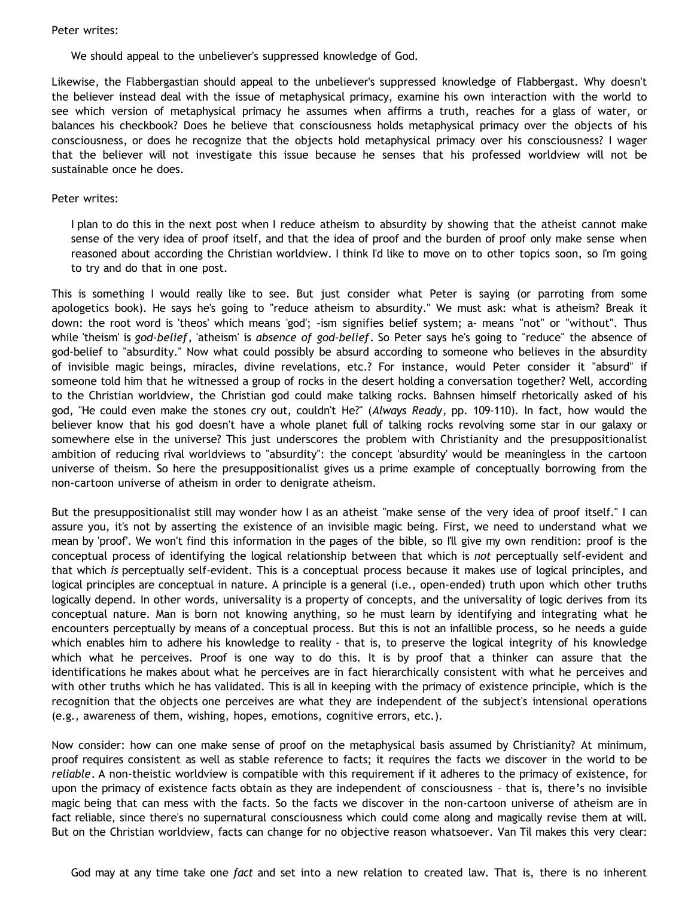Peter writes:

> We should appeal to the unbeliever's suppressed knowledge of God.

Likewise, the Flabbergastian should appeal to the unbeliever's suppressed knowledge of Flabbergast. Why doesn't the believer instead deal with the issue of metaphysical primacy, examine his own interaction with the world to see which version of metaphysical primacy he assumes when affirms a truth, reaches for a glass of water, or balances his checkbook? Does he believe that consciousness holds metaphysical primacy over the objects of his consciousness, or does he recognize that the objects hold metaphysical primacy over his consciousness? I wager that the believer will not investigate this issue because he senses that his professed worldview will not be sustainable once he does.

Peter writes:

> I plan to do this in the next post when I reduce atheism to absurdity by showing that the atheist cannot make sense of the very idea of proof itself, and that the idea of proof and the burden of proof only make sense when reasoned about according the Christian worldview. I think I'd like to move on to other topics soon, so I'm going to try and do that in one post.

This is something I would really like to see. But just consider what Peter is saying (or parroting from some apologetics book). He says he's going to "reduce atheism to absurdity." We must ask: what is atheism? Break it down: the root word is 'theos' which means 'god'; -ism signifies belief system; a- means "not" or "without". Thus while 'theism' is *god-belief*, 'atheism' is *absence of god-belief*. So Peter says he's going to "reduce" the absence of god-belief to "absurdity." Now what could possibly be absurd according to someone who believes in the absurdity of invisible magic beings, miracles, divine revelations, etc.? For instance, would Peter consider it "absurd" if someone told him that he witnessed a group of rocks in the desert holding a conversation together? Well, according to the Christian worldview, the Christian god could make talking rocks. Bahnsen himself rhetorically asked of his god, "He could even make the stones cry out, couldn't He?" (*Always Ready*, pp. 109-110). In fact, how would the believer know that his god doesn't have a whole planet full of talking rocks revolving some star in our galaxy or somewhere else in the universe? This just underscores the problem with Christianity and the presuppositionalist ambition of reducing rival worldviews to "absurdity": the concept 'absurdity' would be meaningless in the cartoon universe of theism. So here the presuppositionalist gives us a prime example of conceptually borrowing from the non-cartoon universe of atheism in order to denigrate atheism.

But the presuppositionalist still may wonder how I as an atheist "make sense of the very idea of proof itself." I can assure you, it's not by asserting the existence of an invisible magic being. First, we need to understand what we mean by 'proof'. We won't find this information in the pages of the bible, so I'll give my own rendition: proof is the conceptual process of identifying the logical relationship between that which is *not* perceptually self-evident and that which *is* perceptually self-evident. This is a conceptual process because it makes use of logical principles, and logical principles are conceptual in nature. A principle is a general (i.e., open-ended) truth upon which other truths logically depend. In other words, universality is a property of concepts, and the universality of logic derives from its conceptual nature. Man is born not knowing anything, so he must learn by identifying and integrating what he encounters perceptually by means of a conceptual process. But this is not an infallible process, so he needs a guide which enables him to adhere his knowledge to reality - that is, to preserve the logical integrity of his knowledge which what he perceives. Proof is one way to do this. It is by proof that a thinker can assure that the identifications he makes about what he perceives are in fact hierarchically consistent with what he perceives and with other truths which he has validated. This is all in keeping with the primacy of existence principle, which is the recognition that the objects one perceives are what they are independent of the subject's intensional operations (e.g., awareness of them, wishing, hopes, emotions, cognitive errors, etc.).

Now consider: how can one make sense of proof on the metaphysical basis assumed by Christianity? At minimum, proof requires consistent as well as stable reference to facts; it requires the facts we discover in the world to be *reliable*. A non-theistic worldview is compatible with this requirement if it adheres to the primacy of existence, for upon the primacy of existence facts obtain as they are independent of consciousness – that is, there's no invisible magic being that can mess with the facts. So the facts we discover in the non-cartoon universe of atheism are in fact reliable, since there's no supernatural consciousness which could come along and magically revise them at will. But on the Christian worldview, facts can change for no objective reason whatsoever. Van Til makes this very clear:

> God may at any time take one *fact* and set into a new relation to created law. That is, there is no inherent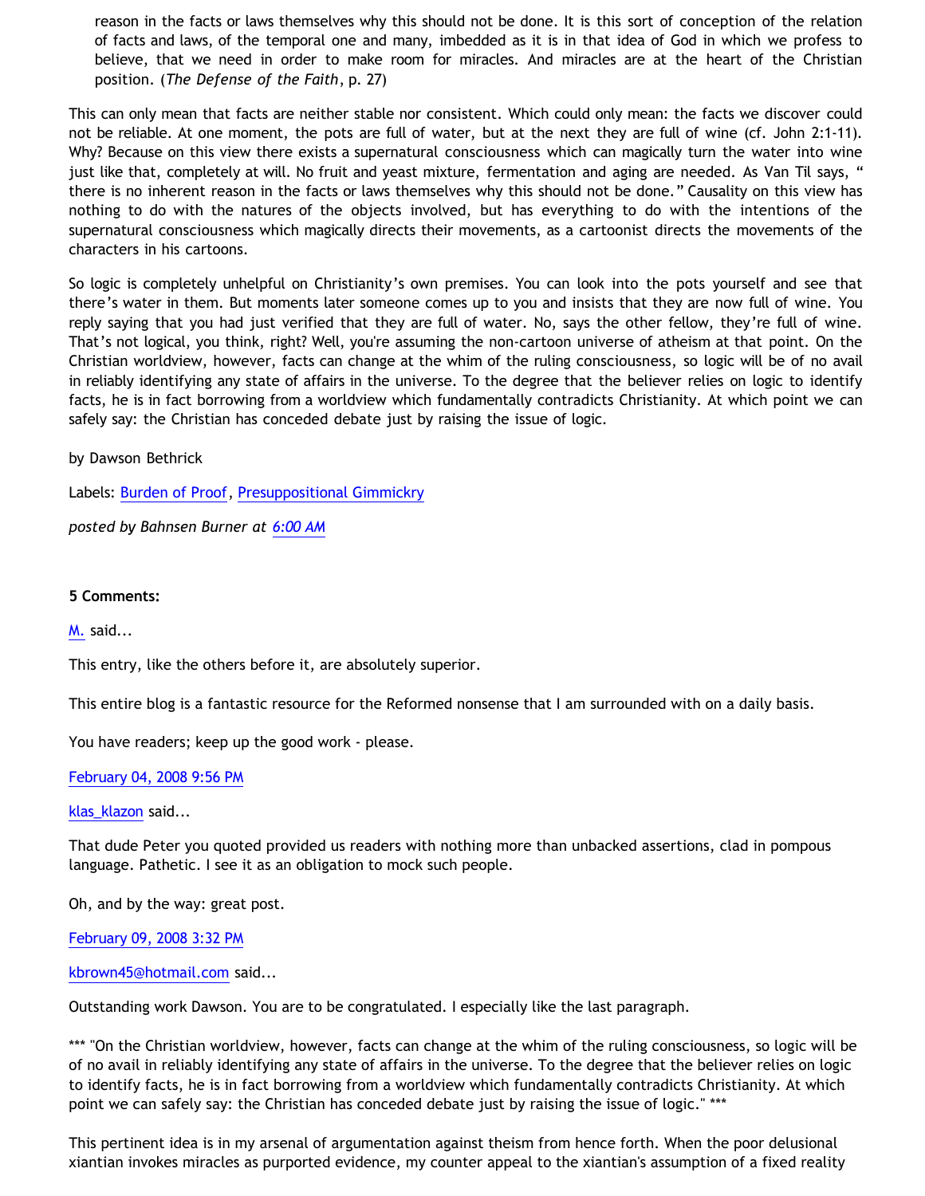> reason in the facts or laws themselves why this should not be done. It is this sort of conception of the relation of facts and laws, of the temporal one and many, imbedded as it is in that idea of God in which we profess to believe, that we need in order to make room for miracles. And miracles are at the heart of the Christian position. (*The Defense of the Faith*, p. 27)

This can only mean that facts are neither stable nor consistent. Which could only mean: the facts we discover could not be reliable. At one moment, the pots are full of water, but at the next they are full of wine (cf. John 2:1-11). Why? Because on this view there exists a supernatural consciousness which can magically turn the water into wine just like that, completely at will. No fruit and yeast mixture, fermentation and aging are needed. As Van Til says, " there is no inherent reason in the facts or laws themselves why this should not be done." Causality on this view has nothing to do with the natures of the objects involved, but has everything to do with the intentions of the supernatural consciousness which magically directs their movements, as a cartoonist directs the movements of the characters in his cartoons.

So logic is completely unhelpful on Christianity's own premises. You can look into the pots yourself and see that there's water in them. But moments later someone comes up to you and insists that they are now full of wine. You reply saying that you had just verified that they are full of water. No, says the other fellow, they're full of wine. That's not logical, you think, right? Well, you're assuming the non-cartoon universe of atheism at that point. On the Christian worldview, however, facts can change at the whim of the ruling consciousness, so logic will be of no avail in reliably identifying any state of affairs in the universe. To the degree that the believer relies on logic to identify facts, he is in fact borrowing from a worldview which fundamentally contradicts Christianity. At which point we can safely say: the Christian has conceded debate just by raising the issue of logic.

by Dawson Bethrick

Labels: Burden of Proof, Presuppositional Gimmickry

*posted by Bahnsen Burner at 6:00 AM*

**5 Comments:**

M. said...

This entry, like the others before it, are absolutely superior.

This entire blog is a fantastic resource for the Reformed nonsense that I am surrounded with on a daily basis.

You have readers; keep up the good work - please.

February 04, 2008 9:56 PM

klas_klazon said...

That dude Peter you quoted provided us readers with nothing more than unbacked assertions, clad in pompous language. Pathetic. I see it as an obligation to mock such people.

Oh, and by the way: great post.

February 09, 2008 3:32 PM

kbrown45@hotmail.com said...

Outstanding work Dawson. You are to be congratulated. I especially like the last paragraph.

*** "On the Christian worldview, however, facts can change at the whim of the ruling consciousness, so logic will be of no avail in reliably identifying any state of affairs in the universe. To the degree that the believer relies on logic to identify facts, he is in fact borrowing from a worldview which fundamentally contradicts Christianity. At which point we can safely say: the Christian has conceded debate just by raising the issue of logic." ***

This pertinent idea is in my arsenal of argumentation against theism from hence forth. When the poor delusional xiantian invokes miracles as purported evidence, my counter appeal to the xiantian's assumption of a fixed reality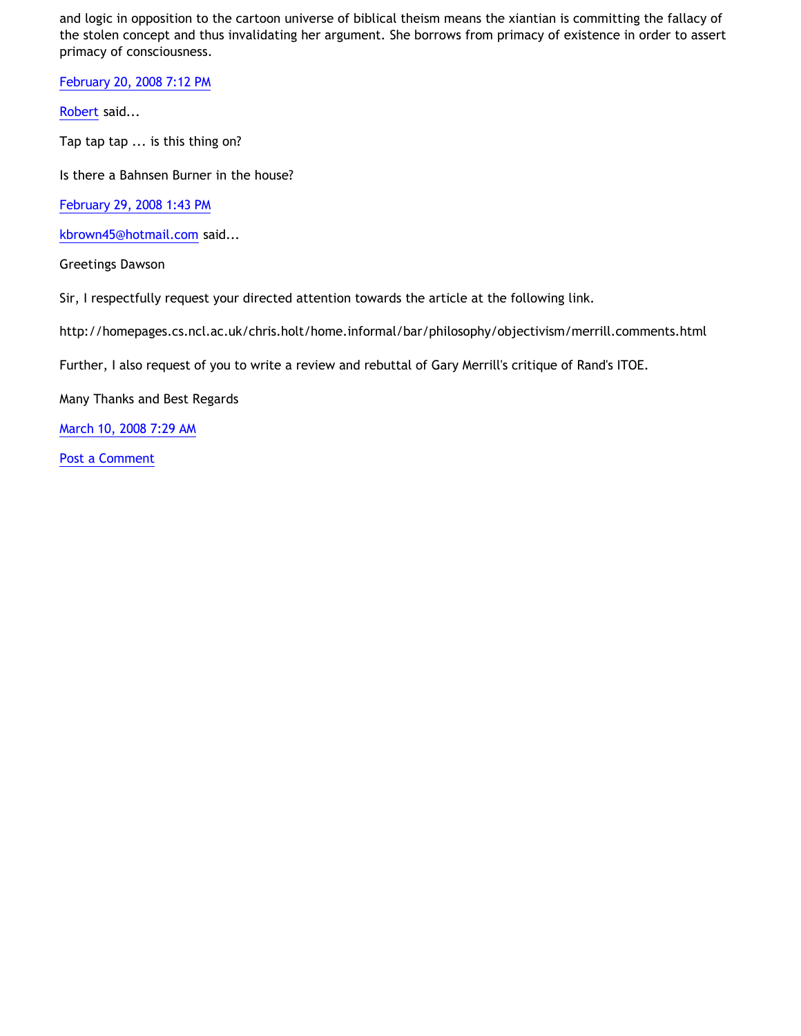and logic in opposition to the cartoon universe of biblical theism means the xiantian is committing the fallacy of the stolen concept and thus invalidating her argument. She borrows from primacy of existence in order to assert primacy of consciousness.

February 20, 2008 7:12 PM

Robert said...

Tap tap tap ... is this thing on?

Is there a Bahnsen Burner in the house?

February 29, 2008 1:43 PM

kbrown45@hotmail.com said...

Greetings Dawson

Sir, I respectfully request your directed attention towards the article at the following link.

http://homepages.cs.ncl.ac.uk/chris.holt/home.informal/bar/philosophy/objectivism/merrill.comments.html

Further, I also request of you to write a review and rebuttal of Gary Merrill's critique of Rand's ITOE.

Many Thanks and Best Regards

March 10, 2008 7:29 AM

Post a Comment